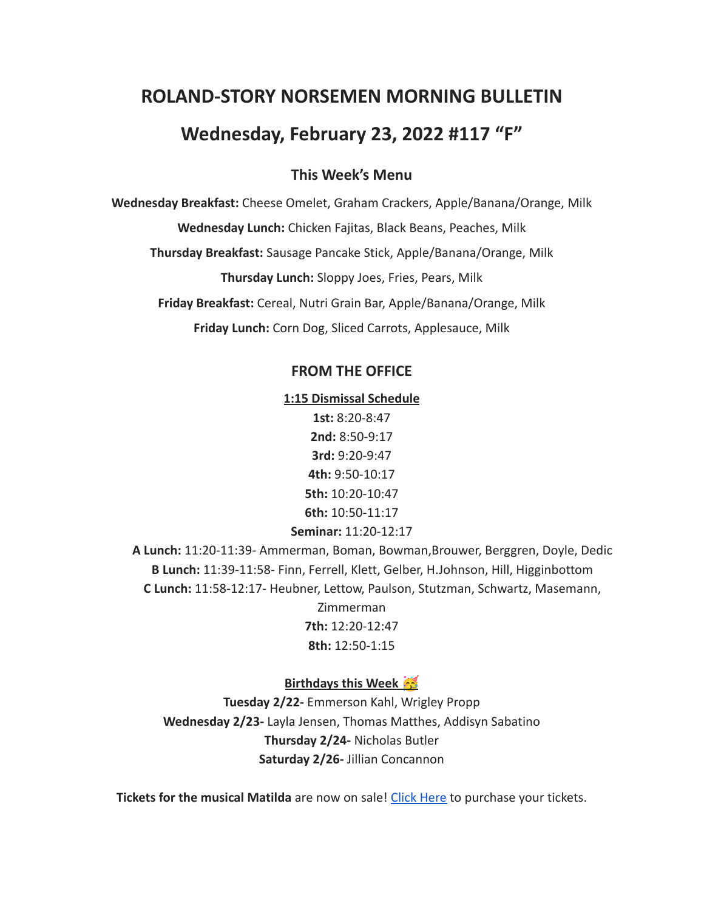# ROLAND-STORY NORSEMEN MORNING BULLETIN

# Wednesday, February 23, 2022 #117 "F"

## This Week's Menu

**Wednesday Breakfast:** Cheese Omelet, Graham Crackers, Apple/Banana/Orange, Milk

**Wednesday Lunch:** Chicken Fajitas, Black Beans, Peaches, Milk

**Thursday Breakfast:** Sausage Pancake Stick, Apple/Banana/Orange, Milk

**Thursday Lunch:** Sloppy Joes, Fries, Pears, Milk

**Friday Breakfast:** Cereal, Nutri Grain Bar, Apple/Banana/Orange, Milk

**Friday Lunch:** Corn Dog, Sliced Carrots, Applesauce, Milk

## FROM THE OFFICE

**1:15 Dismissal Schedule**

**1st:** 8:20-8:47
**2nd:** 8:50-9:17
**3rd:** 9:20-9:47
**4th:** 9:50-10:17
**5th:** 10:20-10:47
**6th:** 10:50-11:17
**Seminar:** 11:20-12:17
**A Lunch:** 11:20-11:39- Ammerman, Boman, Bowman,Brouwer, Berggren, Doyle, Dedic
**B Lunch:** 11:39-11:58- Finn, Ferrell, Klett, Gelber, H.Johnson, Hill, Higginbottom
**C Lunch:** 11:58-12:17- Heubner, Lettow, Paulson, Stutzman, Schwartz, Masemann, Zimmerman
**7th:** 12:20-12:47
**8th:** 12:50-1:15

**Birthdays this Week 🥳**

**Tuesday 2/22-** Emmerson Kahl, Wrigley Propp
**Wednesday 2/23-** Layla Jensen, Thomas Matthes, Addisyn Sabatino
**Thursday 2/24-** Nicholas Butler
**Saturday 2/26-** Jillian Concannon

**Tickets for the musical Matilda** are now on sale! Click Here to purchase your tickets.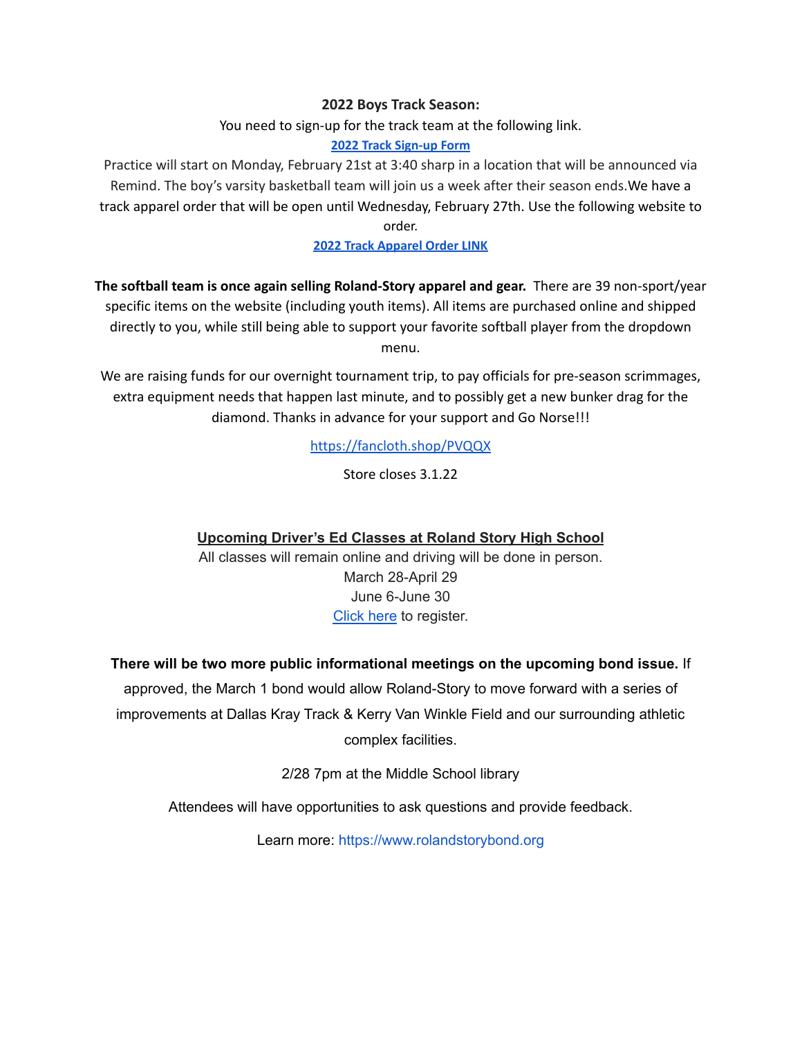**2022 Boys Track Season:**

You need to sign-up for the track team at the following link.

**2022 Track Sign-up Form**

Practice will start on Monday, February 21st at 3:40 sharp in a location that will be announced via Remind. The boy's varsity basketball team will join us a week after their season ends.We have a track apparel order that will be open until Wednesday, February 27th. Use the following website to order.

**2022 Track Apparel Order LINK**

**The softball team is once again selling Roland-Story apparel and gear.** There are 39 non-sport/year specific items on the website (including youth items). All items are purchased online and shipped directly to you, while still being able to support your favorite softball player from the dropdown menu.

We are raising funds for our overnight tournament trip, to pay officials for pre-season scrimmages, extra equipment needs that happen last minute, and to possibly get a new bunker drag for the diamond. Thanks in advance for your support and Go Norse!!!

https://fancloth.shop/PVQQX

Store closes 3.1.22

**Upcoming Driver's Ed Classes at Roland Story High School**

All classes will remain online and driving will be done in person.

March 28-April 29

June 6-June 30

Click here to register.

**There will be two more public informational meetings on the upcoming bond issue.** If approved, the March 1 bond would allow Roland-Story to move forward with a series of improvements at Dallas Kray Track & Kerry Van Winkle Field and our surrounding athletic complex facilities.

2/28 7pm at the Middle School library

Attendees will have opportunities to ask questions and provide feedback.

Learn more: https://www.rolandstorybond.org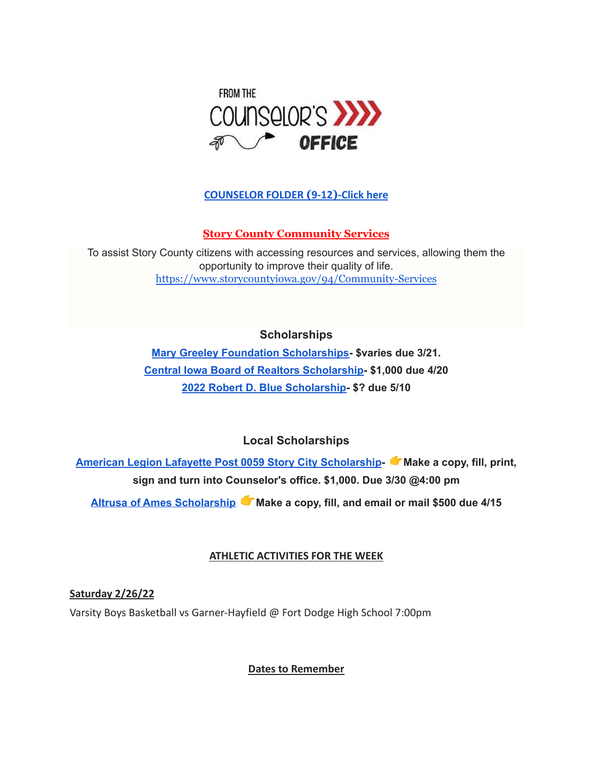FROM THE COUNSELOR'S OFFICE

**COUNSELOR FOLDER (9-12)-Click here**

**Story County Community Services**

To assist Story County citizens with accessing resources and services, allowing them the opportunity to improve their quality of life.
https://www.storycountyiowa.gov/94/Community-Services

## Scholarships

**Mary Greeley Foundation Scholarships- $varies due 3/21.**
**Central Iowa Board of Realtors Scholarship- $1,000 due 4/20**
**2022 Robert D. Blue Scholarship- $? due 5/10**

## Local Scholarships

**American Legion Lafayette Post 0059 Story City Scholarship- 👉Make a copy, fill, print, sign and turn into Counselor's office. $1,000. Due 3/30 @4:00 pm**

**Altrusa of Ames Scholarship 👉Make a copy, fill, and email or mail $500 due 4/15**

**ATHLETIC ACTIVITIES FOR THE WEEK**

**Saturday 2/26/22**

Varsity Boys Basketball vs Garner-Hayfield @ Fort Dodge High School 7:00pm

**Dates to Remember**